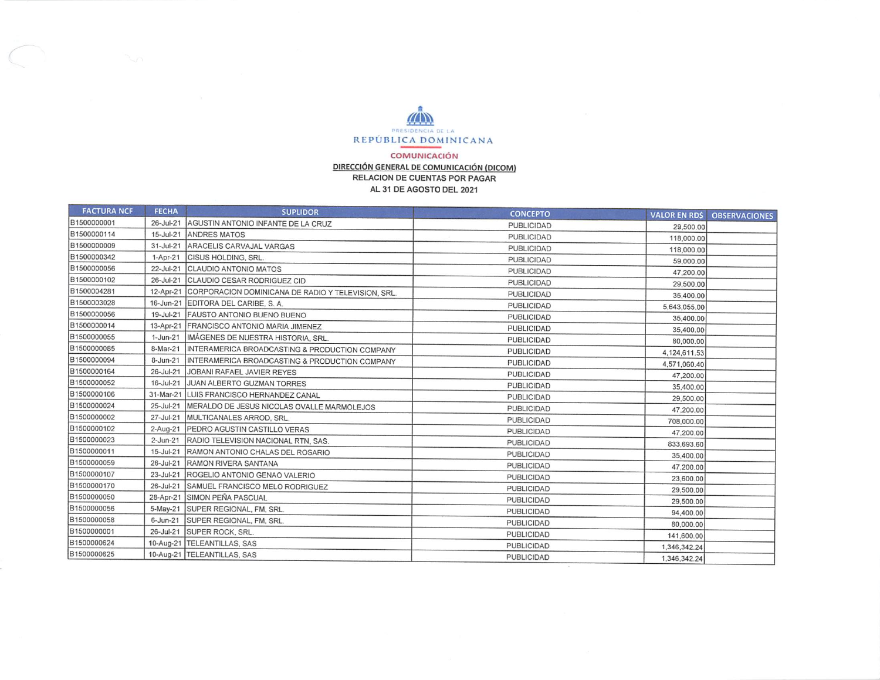PRESIDENCIA DE LA
REPÚBLICA DOMINICANA

COMUNICACIÓN

**DIRECCIÓN GENERAL DE COMUNICACIÓN (DICOM)**

**RELACION DE CUENTAS POR PAGAR**

**AL 31 DE AGOSTO DEL 2021**

| FACTURA NCF | FECHA | SUPLIDOR | CONCEPTO | VALOR EN RD$ | OBSERVACIONES |
|---|---|---|---|---|---|
| B1500000001 | 26-Jul-21 | AGUSTIN ANTONIO INFANTE DE LA CRUZ | PUBLICIDAD | 29,500.00 | |
| B1500000114 | 15-Jul-21 | ANDRES MATOS | PUBLICIDAD | 118,000.00 | |
| B1500000009 | 31-Jul-21 | ARACELIS CARVAJAL VARGAS | PUBLICIDAD | 118,000.00 | |
| B1500000342 | 1-Apr-21 | CISUS HOLDING, SRL. | PUBLICIDAD | 59,000.00 | |
| B1500000056 | 22-Jul-21 | CLAUDIO ANTONIO MATOS | PUBLICIDAD | 47,200.00 | |
| B1500000102 | 26-Jul-21 | CLAUDIO CESAR RODRIGUEZ CID | PUBLICIDAD | 29,500.00 | |
| B1500004281 | 12-Apr-21 | CORPORACION DOMINICANA DE RADIO Y TELEVISION, SRL. | PUBLICIDAD | 35,400.00 | |
| B1500003028 | 16-Jun-21 | EDITORA DEL CARIBE, S. A. | PUBLICIDAD | 5,643,055.00 | |
| B1500000056 | 19-Jul-21 | FAUSTO ANTONIO BUENO BUENO | PUBLICIDAD | 35,400.00 | |
| B1500000014 | 13-Apr-21 | FRANCISCO ANTONIO MARIA JIMENEZ | PUBLICIDAD | 35,400.00 | |
| B1500000055 | 1-Jun-21 | IMÁGENES DE NUESTRA HISTORIA, SRL. | PUBLICIDAD | 80,000.00 | |
| B1500000085 | 8-Mar-21 | INTERAMERICA BROADCASTING & PRODUCTION COMPANY | PUBLICIDAD | 4,124,611.53 | |
| B1500000094 | 8-Jun-21 | INTERAMERICA BROADCASTING & PRODUCTION COMPANY | PUBLICIDAD | 4,571,060.40 | |
| B1500000164 | 26-Jul-21 | JOBANI RAFAEL JAVIER REYES | PUBLICIDAD | 47,200.00 | |
| B1500000052 | 16-Jul-21 | JUAN ALBERTO GUZMAN TORRES | PUBLICIDAD | 35,400.00 | |
| B1500000106 | 31-Mar-21 | LUIS FRANCISCO HERNANDEZ CANAL | PUBLICIDAD | 29,500.00 | |
| B1500000024 | 25-Jul-21 | MERALDO DE JESUS NICOLAS OVALLE MARMOLEJOS | PUBLICIDAD | 47,200.00 | |
| B1500000002 | 27-Jul-21 | MULTICANALES ARROD, SRL. | PUBLICIDAD | 708,000.00 | |
| B1500000102 | 2-Aug-21 | PEDRO AGUSTIN CASTILLO VERAS | PUBLICIDAD | 47,200.00 | |
| B1500000023 | 2-Jun-21 | RADIO TELEVISION NACIONAL RTN, SAS. | PUBLICIDAD | 833,693.60 | |
| B1500000011 | 15-Jul-21 | RAMON ANTONIO CHALAS DEL ROSARIO | PUBLICIDAD | 35,400.00 | |
| B1500000059 | 26-Jul-21 | RAMON RIVERA SANTANA | PUBLICIDAD | 47,200.00 | |
| B1500000107 | 23-Jul-21 | ROGELIO ANTONIO GENAO VALERIO | PUBLICIDAD | 23,600.00 | |
| B1500000170 | 26-Jul-21 | SAMUEL FRANCISCO MELO RODRIGUEZ | PUBLICIDAD | 29,500.00 | |
| B1500000050 | 28-Apr-21 | SIMON PEÑA PASCUAL | PUBLICIDAD | 29,500.00 | |
| B1500000056 | 5-May-21 | SUPER REGIONAL, FM, SRL. | PUBLICIDAD | 94,400.00 | |
| B1500000058 | 6-Jun-21 | SUPER REGIONAL, FM, SRL. | PUBLICIDAD | 80,000.00 | |
| B1500000001 | 26-Jul-21 | SUPER ROCK, SRL. | PUBLICIDAD | 141,600.00 | |
| B1500000624 | 10-Aug-21 | TELEANTILLAS, SAS | PUBLICIDAD | 1,346,342.24 | |
| B1500000625 | 10-Aug-21 | TELEANTILLAS, SAS | PUBLICIDAD | 1,346,342.24 | |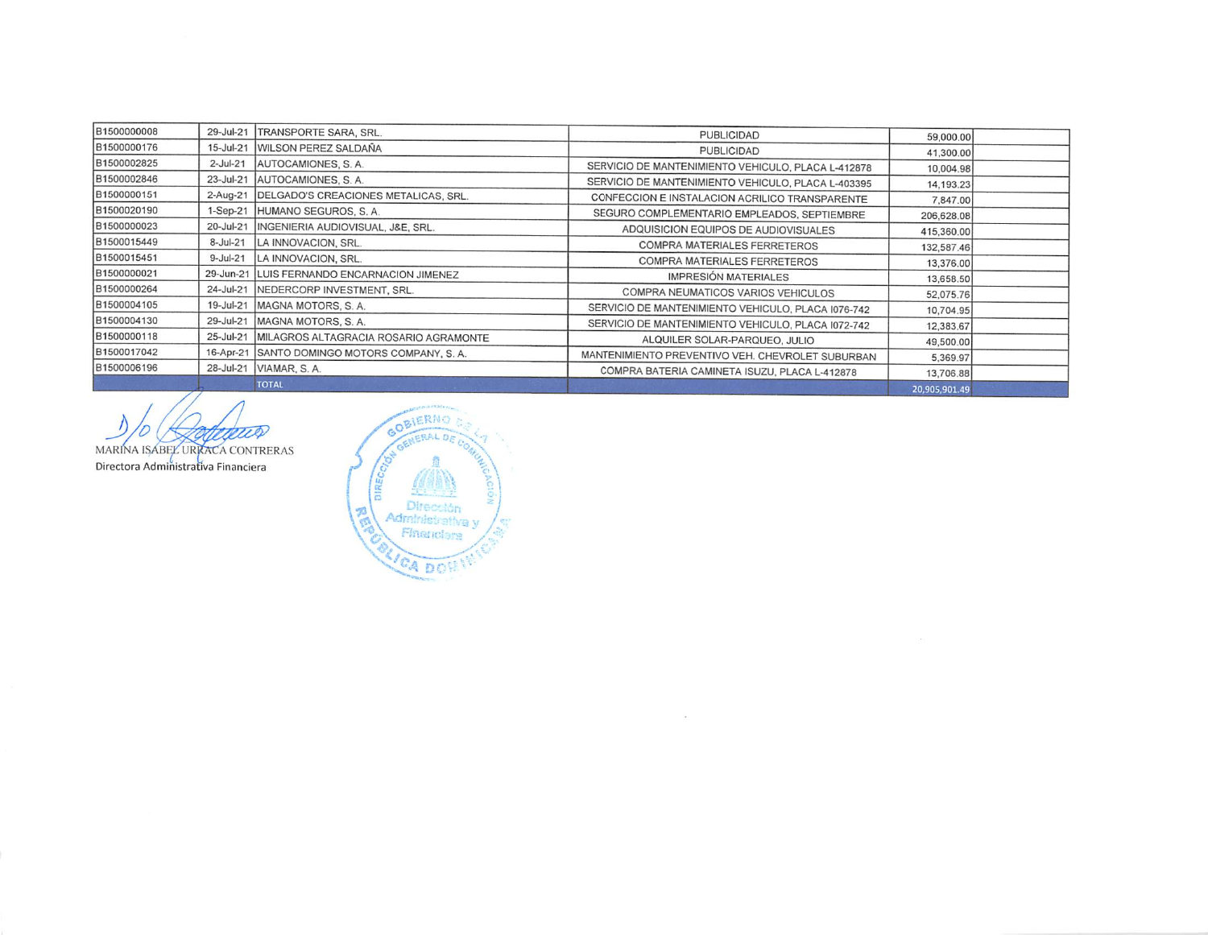| | | | | | |
|---|---|---|---|---|---|
| B1500000008 | 29-Jul-21 | TRANSPORTE SARA, SRL. | PUBLICIDAD | 59,000.00 | |
| B1500000176 | 15-Jul-21 | WILSON PEREZ SALDAÑA | PUBLICIDAD | 41,300.00 | |
| B1500002825 | 2-Jul-21 | AUTOCAMIONES, S. A. | SERVICIO DE MANTENIMIENTO VEHICULO, PLACA L-412878 | 10,004.98 | |
| B1500002846 | 23-Jul-21 | AUTOCAMIONES, S. A. | SERVICIO DE MANTENIMIENTO VEHICULO, PLACA L-403395 | 14,193.23 | |
| B1500000151 | 2-Aug-21 | DELGADO'S CREACIONES METALICAS, SRL. | CONFECCION E INSTALACION ACRILICO TRANSPARENTE | 7,847.00 | |
| B1500020190 | 1-Sep-21 | HUMANO SEGUROS, S. A. | SEGURO COMPLEMENTARIO EMPLEADOS, SEPTIEMBRE | 206,628.08 | |
| B1500000023 | 20-Jul-21 | INGENIERIA AUDIOVISUAL, J&E, SRL. | ADQUISICION EQUIPOS DE AUDIOVISUALES | 415,360.00 | |
| B1500015449 | 8-Jul-21 | LA INNOVACION, SRL. | COMPRA MATERIALES FERRETEROS | 132,587.46 | |
| B1500015451 | 9-Jul-21 | LA INNOVACION, SRL. | COMPRA MATERIALES FERRETEROS | 13,376.00 | |
| B1500000021 | 29-Jun-21 | LUIS FERNANDO ENCARNACION JIMENEZ | IMPRESIÓN MATERIALES | 13,658.50 | |
| B1500000264 | 24-Jul-21 | NEDERCORP INVESTMENT, SRL. | COMPRA NEUMATICOS VARIOS VEHICULOS | 52,075.76 | |
| B1500004105 | 19-Jul-21 | MAGNA MOTORS, S. A. | SERVICIO DE MANTENIMIENTO VEHICULO, PLACA I076-742 | 10,704.95 | |
| B1500004130 | 29-Jul-21 | MAGNA MOTORS, S. A. | SERVICIO DE MANTENIMIENTO VEHICULO, PLACA I072-742 | 12,383.67 | |
| B1500000118 | 25-Jul-21 | MILAGROS ALTAGRACIA ROSARIO AGRAMONTE | ALQUILER SOLAR-PARQUEO, JULIO | 49,500.00 | |
| B1500017042 | 16-Apr-21 | SANTO DOMINGO MOTORS COMPANY, S. A. | MANTENIMIENTO PREVENTIVO VEH. CHEVROLET SUBURBAN | 5,369.97 | |
| B1500006196 | 28-Jul-21 | VIAMAR, S. A. | COMPRA BATERIA CAMINETA ISUZU, PLACA L-412878 | 13,706.88 | |
| | | TOTAL | | 20,905,901.49 | |

D/O

MARINA ISABEL URRACA CONTRERAS
Directora Administrativa Financiera

GOBIERNO DE LA REPÚBLICA DOMINICANA
DIRECCIÓN GENERAL DE COMUNICACIÓN
Dirección Administrativa y Financiera